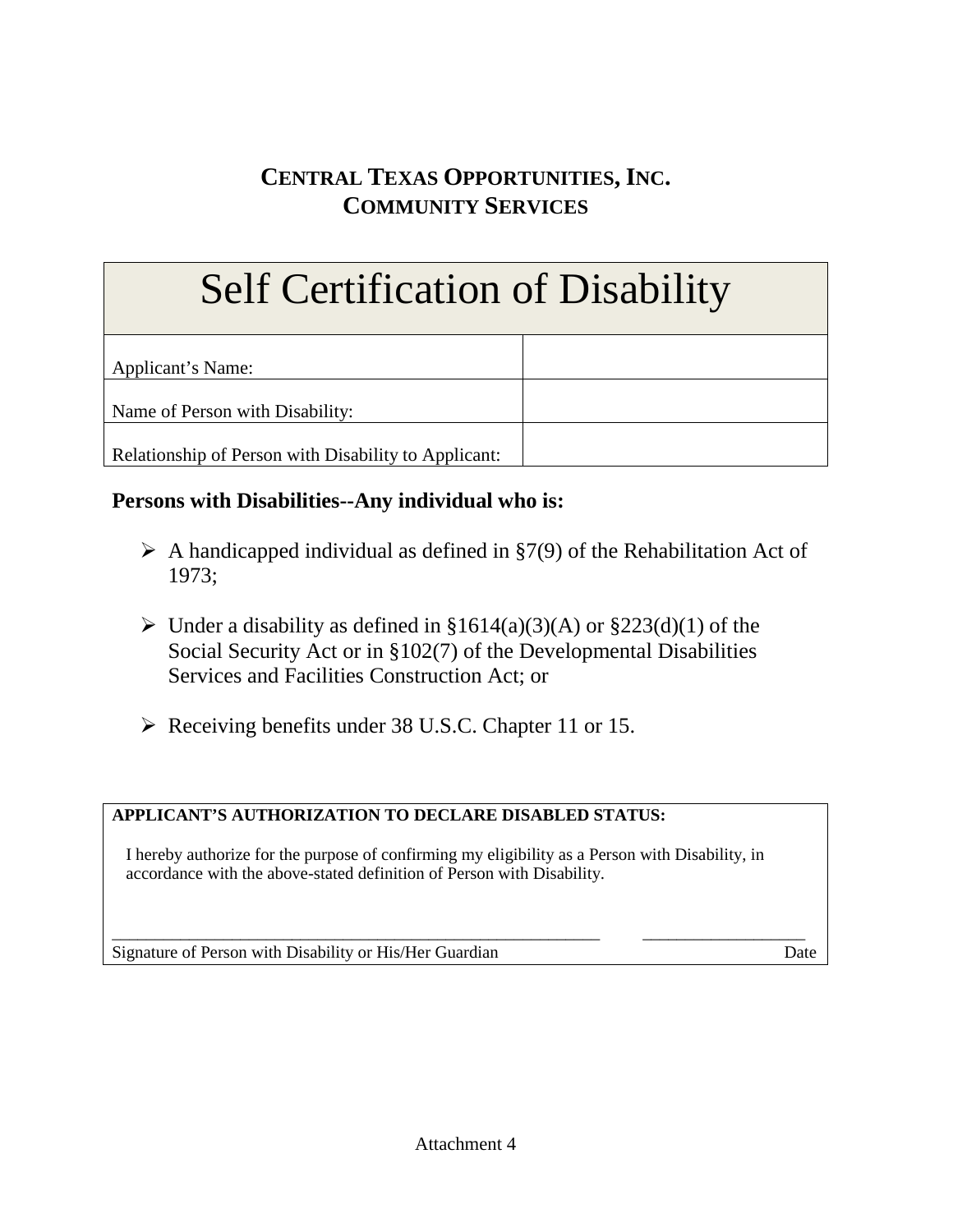# CENTRAL TEXAS OPPORTUNITIES, INC.
## COMMUNITY SERVICES

| Self Certification of Disability | |
|---|---|
| Applicant's Name: | |
| Name of Person with Disability: | |
| Relationship of Person with Disability to Applicant: | |

**Persons with Disabilities--Any individual who is:**

- A handicapped individual as defined in §7(9) of the Rehabilitation Act of 1973;
- Under a disability as defined in §1614(a)(3)(A) or §223(d)(1) of the Social Security Act or in §102(7) of the Developmental Disabilities Services and Facilities Construction Act; or
- Receiving benefits under 38 U.S.C. Chapter 11 or 15.

**APPLICANT'S AUTHORIZATION TO DECLARE DISABLED STATUS:**

I hereby authorize for the purpose of confirming my eligibility as a Person with Disability, in accordance with the above-stated definition of Person with Disability.

\_\_\_\_\_\_\_\_\_\_\_\_\_\_\_\_\_\_\_\_\_\_\_\_\_\_\_\_\_\_\_\_\_\_\_\_\_\_\_\_\_\_\_\_\_\_\_\_\_\_\_\_\_\_\_\_\_\_ \_\_\_\_\_\_\_\_\_\_\_\_\_\_\_\_\_\_\_

Signature of Person with Disability or His/Her Guardian Date

Attachment 4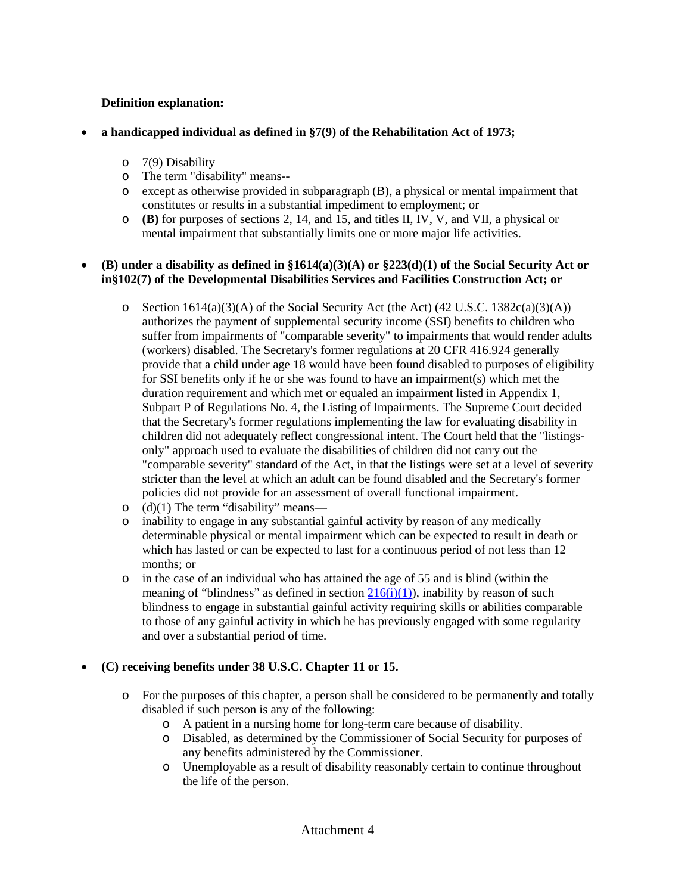**Definition explanation:**

- **a handicapped individual as defined in §7(9) of the Rehabilitation Act of 1973;**
  - 7(9) Disability
  - The term "disability" means--
  - except as otherwise provided in subparagraph (B), a physical or mental impairment that constitutes or results in a substantial impediment to employment; or
  - **(B)** for purposes of sections 2, 14, and 15, and titles II, IV, V, and VII, a physical or mental impairment that substantially limits one or more major life activities.

- **(B) under a disability as defined in §1614(a)(3)(A) or §223(d)(1) of the Social Security Act or in§102(7) of the Developmental Disabilities Services and Facilities Construction Act; or**
  - Section 1614(a)(3)(A) of the Social Security Act (the Act) (42 U.S.C. 1382c(a)(3)(A)) authorizes the payment of supplemental security income (SSI) benefits to children who suffer from impairments of "comparable severity" to impairments that would render adults (workers) disabled. The Secretary's former regulations at 20 CFR 416.924 generally provide that a child under age 18 would have been found disabled to purposes of eligibility for SSI benefits only if he or she was found to have an impairment(s) which met the duration requirement and which met or equaled an impairment listed in Appendix 1, Subpart P of Regulations No. 4, the Listing of Impairments. The Supreme Court decided that the Secretary's former regulations implementing the law for evaluating disability in children did not adequately reflect congressional intent. The Court held that the "listings-only" approach used to evaluate the disabilities of children did not carry out the "comparable severity" standard of the Act, in that the listings were set at a level of severity stricter than the level at which an adult can be found disabled and the Secretary's former policies did not provide for an assessment of overall functional impairment.
  - (d)(1) The term "disability" means—
  - inability to engage in any substantial gainful activity by reason of any medically determinable physical or mental impairment which can be expected to result in death or which has lasted or can be expected to last for a continuous period of not less than 12 months; or
  - in the case of an individual who has attained the age of 55 and is blind (within the meaning of "blindness" as defined in section 216(i)(1)), inability by reason of such blindness to engage in substantial gainful activity requiring skills or abilities comparable to those of any gainful activity in which he has previously engaged with some regularity and over a substantial period of time.

- **(C) receiving benefits under 38 U.S.C. Chapter 11 or 15.**
  - For the purposes of this chapter, a person shall be considered to be permanently and totally disabled if such person is any of the following:
    - A patient in a nursing home for long-term care because of disability.
    - Disabled, as determined by the Commissioner of Social Security for purposes of any benefits administered by the Commissioner.
    - Unemployable as a result of disability reasonably certain to continue throughout the life of the person.

Attachment 4